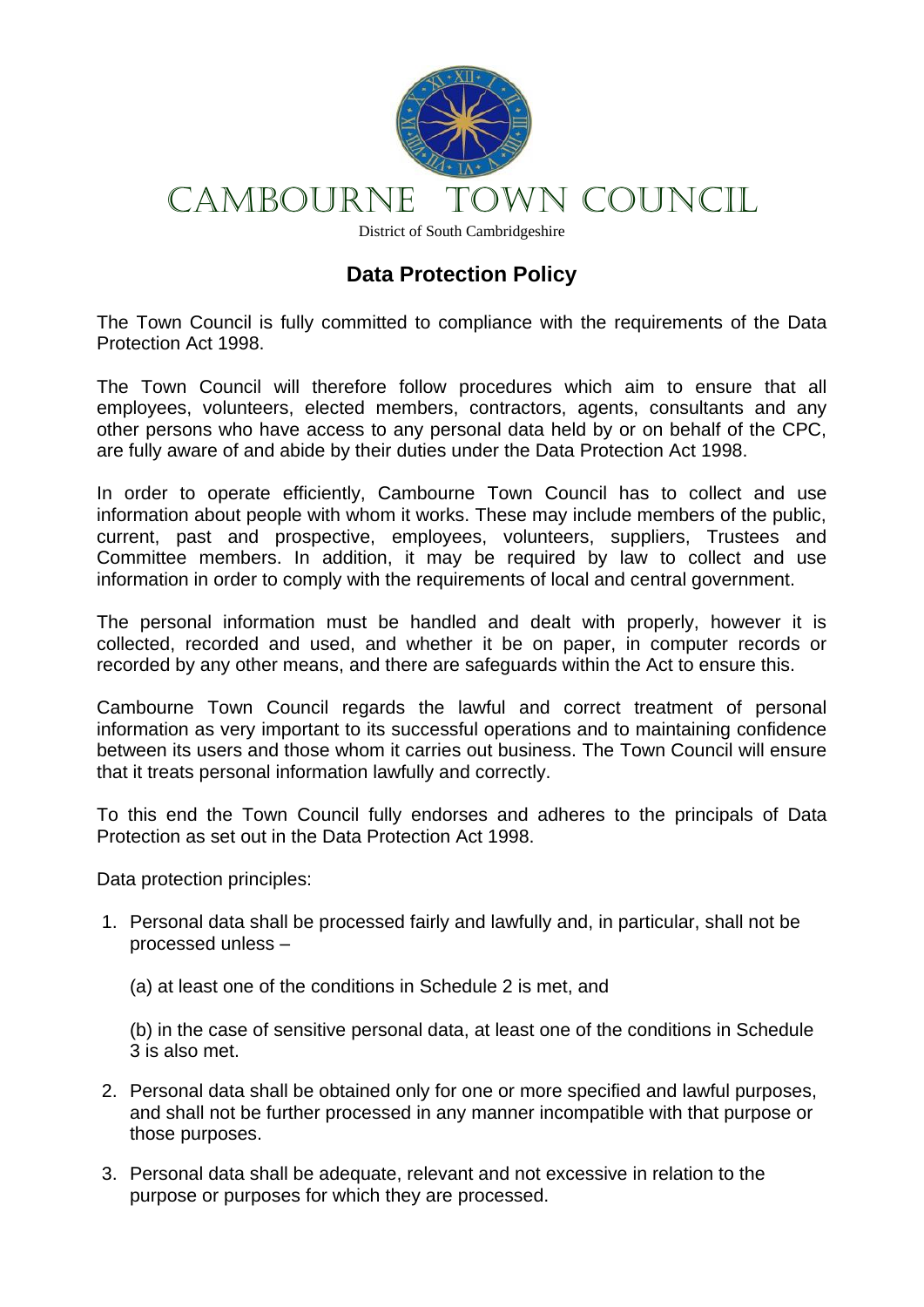# CAMBOURNE TOWN COUNCIL

District of South Cambridgeshire

## Data Protection Policy

The Town Council is fully committed to compliance with the requirements of the Data Protection Act 1998.

The Town Council will therefore follow procedures which aim to ensure that all employees, volunteers, elected members, contractors, agents, consultants and any other persons who have access to any personal data held by or on behalf of the CPC, are fully aware of and abide by their duties under the Data Protection Act 1998.

In order to operate efficiently, Cambourne Town Council has to collect and use information about people with whom it works. These may include members of the public, current, past and prospective, employees, volunteers, suppliers, Trustees and Committee members. In addition, it may be required by law to collect and use information in order to comply with the requirements of local and central government.

The personal information must be handled and dealt with properly, however it is collected, recorded and used, and whether it be on paper, in computer records or recorded by any other means, and there are safeguards within the Act to ensure this.

Cambourne Town Council regards the lawful and correct treatment of personal information as very important to its successful operations and to maintaining confidence between its users and those whom it carries out business. The Town Council will ensure that it treats personal information lawfully and correctly.

To this end the Town Council fully endorses and adheres to the principals of Data Protection as set out in the Data Protection Act 1998.

Data protection principles:

1. Personal data shall be processed fairly and lawfully and, in particular, shall not be processed unless –

   (a) at least one of the conditions in Schedule 2 is met, and

   (b) in the case of sensitive personal data, at least one of the conditions in Schedule 3 is also met.

2. Personal data shall be obtained only for one or more specified and lawful purposes, and shall not be further processed in any manner incompatible with that purpose or those purposes.

3. Personal data shall be adequate, relevant and not excessive in relation to the purpose or purposes for which they are processed.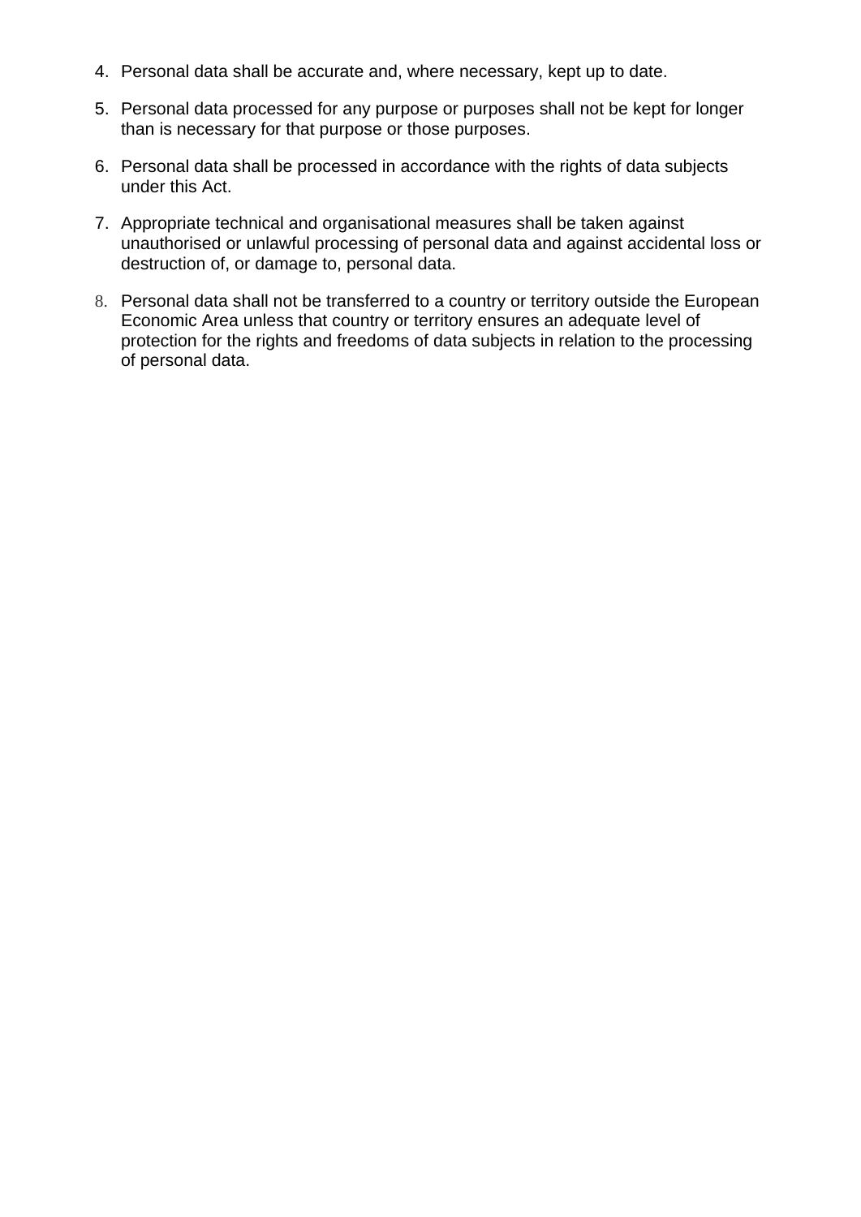4. Personal data shall be accurate and, where necessary, kept up to date.
5. Personal data processed for any purpose or purposes shall not be kept for longer than is necessary for that purpose or those purposes.
6. Personal data shall be processed in accordance with the rights of data subjects under this Act.
7. Appropriate technical and organisational measures shall be taken against unauthorised or unlawful processing of personal data and against accidental loss or destruction of, or damage to, personal data.
8. Personal data shall not be transferred to a country or territory outside the European Economic Area unless that country or territory ensures an adequate level of protection for the rights and freedoms of data subjects in relation to the processing of personal data.